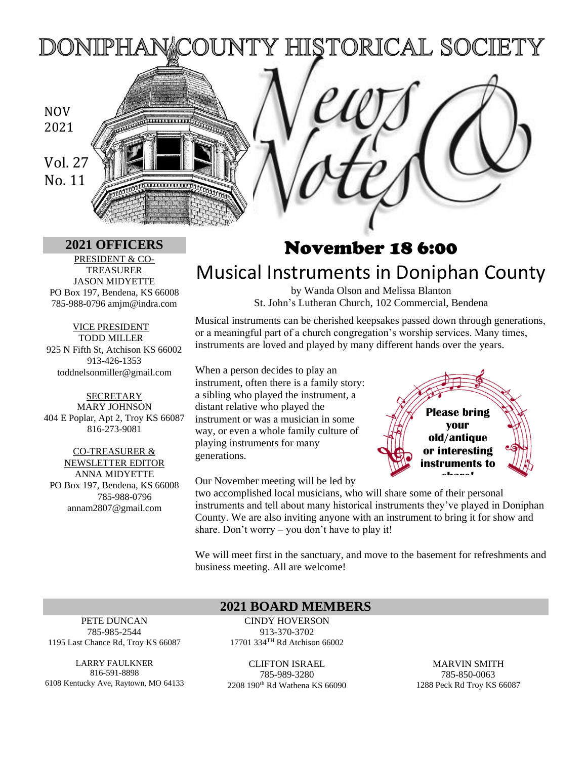# DONIPHAN COUNTY HISTORICAL SOCIETY

# News & Notes

NOV 2021

Vol. 27 No. 11

## 2021 OFFICERS

PRESIDENT & CO-TREASURER
JASON MIDYETTE
PO Box 197, Bendena, KS 66008
785-988-0796 amjm@indra.com

VICE PRESIDENT
TODD MILLER
925 N Fifth St, Atchison KS 66002
913-426-1353
toddnelsonmiller@gmail.com

SECRETARY
MARY JOHNSON
404 E Poplar, Apt 2, Troy KS 66087
816-273-9081

CO-TREASURER & NEWSLETTER EDITOR
ANNA MIDYETTE
PO Box 197, Bendena, KS 66008
785-988-0796
annam2807@gmail.com

## November 18 6:00

## Musical Instruments in Doniphan County

by Wanda Olson and Melissa Blanton
St. John's Lutheran Church, 102 Commercial, Bendena

Musical instruments can be cherished keepsakes passed down through generations, or a meaningful part of a church congregation's worship services. Many times, instruments are loved and played by many different hands over the years.

When a person decides to play an instrument, often there is a family story: a sibling who played the instrument, a distant relative who played the instrument or was a musician in some way, or even a whole family culture of playing instruments for many generations.

**Please bring your old/antique or interesting instruments to share!**

Our November meeting will be led by two accomplished local musicians, who will share some of their personal instruments and tell about many historical instruments they've played in Doniphan County. We are also inviting anyone with an instrument to bring it for show and share. Don't worry – you don't have to play it!

We will meet first in the sanctuary, and move to the basement for refreshments and business meeting. All are welcome!

## 2021 BOARD MEMBERS

PETE DUNCAN
785-985-2544
1195 Last Chance Rd, Troy KS 66087

CINDY HOVERSON
913-370-3702
17701 334TH Rd Atchison 66002

LARRY FAULKNER
816-591-8898
6108 Kentucky Ave, Raytown, MO 64133

CLIFTON ISRAEL
785-989-3280
2208 190th Rd Wathena KS 66090

MARVIN SMITH
785-850-0063
1288 Peck Rd Troy KS 66087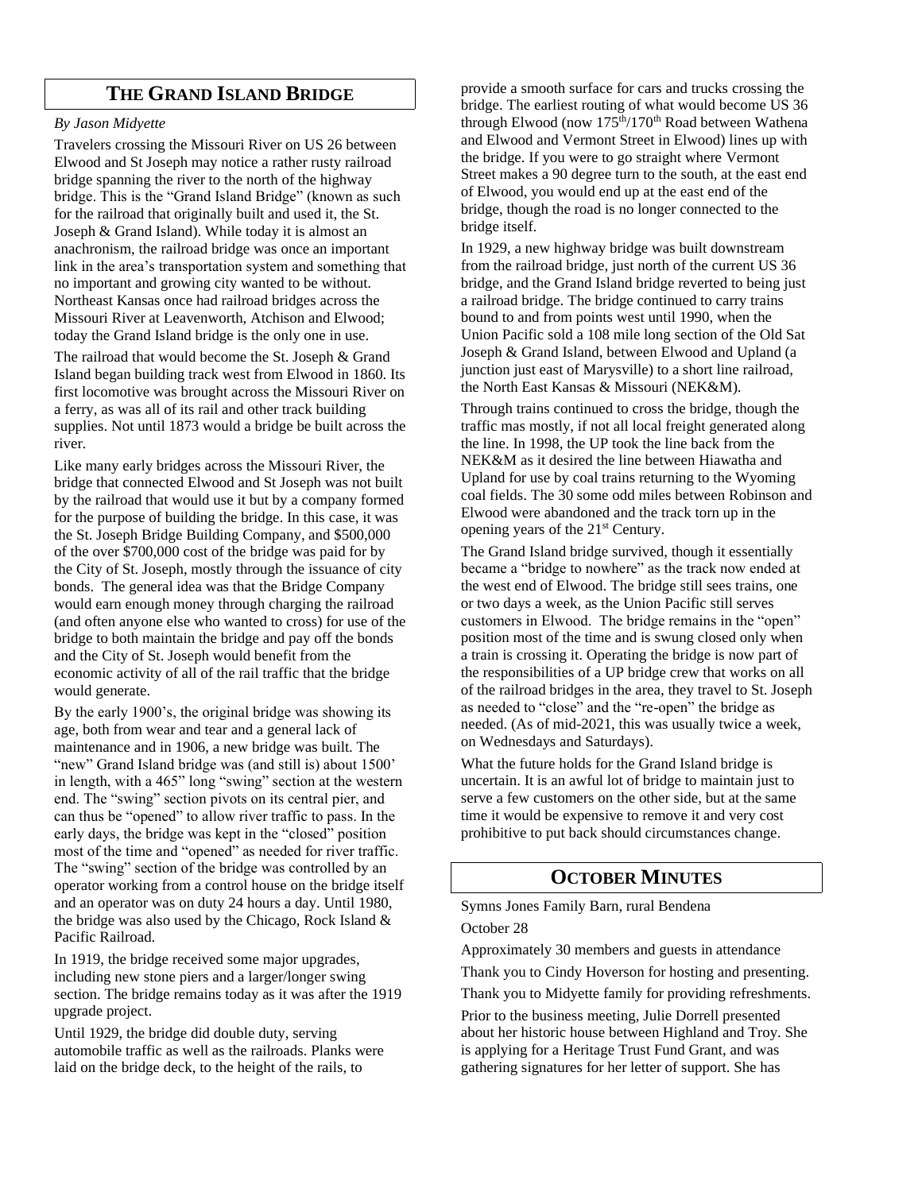## The Grand Island Bridge

*By Jason Midyette*

Travelers crossing the Missouri River on US 26 between Elwood and St Joseph may notice a rather rusty railroad bridge spanning the river to the north of the highway bridge. This is the "Grand Island Bridge" (known as such for the railroad that originally built and used it, the St. Joseph & Grand Island). While today it is almost an anachronism, the railroad bridge was once an important link in the area's transportation system and something that no important and growing city wanted to be without. Northeast Kansas once had railroad bridges across the Missouri River at Leavenworth, Atchison and Elwood; today the Grand Island bridge is the only one in use.

The railroad that would become the St. Joseph & Grand Island began building track west from Elwood in 1860. Its first locomotive was brought across the Missouri River on a ferry, as was all of its rail and other track building supplies. Not until 1873 would a bridge be built across the river.

Like many early bridges across the Missouri River, the bridge that connected Elwood and St Joseph was not built by the railroad that would use it but by a company formed for the purpose of building the bridge. In this case, it was the St. Joseph Bridge Building Company, and $500,000 of the over $700,000 cost of the bridge was paid for by the City of St. Joseph, mostly through the issuance of city bonds. The general idea was that the Bridge Company would earn enough money through charging the railroad (and often anyone else who wanted to cross) for use of the bridge to both maintain the bridge and pay off the bonds and the City of St. Joseph would benefit from the economic activity of all of the rail traffic that the bridge would generate.

By the early 1900's, the original bridge was showing its age, both from wear and tear and a general lack of maintenance and in 1906, a new bridge was built. The "new" Grand Island bridge was (and still is) about 1500' in length, with a 465" long "swing" section at the western end. The "swing" section pivots on its central pier, and can thus be "opened" to allow river traffic to pass. In the early days, the bridge was kept in the "closed" position most of the time and "opened" as needed for river traffic. The "swing" section of the bridge was controlled by an operator working from a control house on the bridge itself and an operator was on duty 24 hours a day. Until 1980, the bridge was also used by the Chicago, Rock Island & Pacific Railroad.

In 1919, the bridge received some major upgrades, including new stone piers and a larger/longer swing section. The bridge remains today as it was after the 1919 upgrade project.

Until 1929, the bridge did double duty, serving automobile traffic as well as the railroads. Planks were laid on the bridge deck, to the height of the rails, to provide a smooth surface for cars and trucks crossing the bridge. The earliest routing of what would become US 36 through Elwood (now 175th/170th Road between Wathena and Elwood and Vermont Street in Elwood) lines up with the bridge. If you were to go straight where Vermont Street makes a 90 degree turn to the south, at the east end of Elwood, you would end up at the east end of the bridge, though the road is no longer connected to the bridge itself.

In 1929, a new highway bridge was built downstream from the railroad bridge, just north of the current US 36 bridge, and the Grand Island bridge reverted to being just a railroad bridge. The bridge continued to carry trains bound to and from points west until 1990, when the Union Pacific sold a 108 mile long section of the Old Sat Joseph & Grand Island, between Elwood and Upland (a junction just east of Marysville) to a short line railroad, the North East Kansas & Missouri (NEK&M).

Through trains continued to cross the bridge, though the traffic mas mostly, if not all local freight generated along the line. In 1998, the UP took the line back from the NEK&M as it desired the line between Hiawatha and Upland for use by coal trains returning to the Wyoming coal fields. The 30 some odd miles between Robinson and Elwood were abandoned and the track torn up in the opening years of the 21st Century.

The Grand Island bridge survived, though it essentially became a "bridge to nowhere" as the track now ended at the west end of Elwood. The bridge still sees trains, one or two days a week, as the Union Pacific still serves customers in Elwood. The bridge remains in the "open" position most of the time and is swung closed only when a train is crossing it. Operating the bridge is now part of the responsibilities of a UP bridge crew that works on all of the railroad bridges in the area, they travel to St. Joseph as needed to "close" and the "re-open" the bridge as needed. (As of mid-2021, this was usually twice a week, on Wednesdays and Saturdays).

What the future holds for the Grand Island bridge is uncertain. It is an awful lot of bridge to maintain just to serve a few customers on the other side, but at the same time it would be expensive to remove it and very cost prohibitive to put back should circumstances change.

## October Minutes

Symns Jones Family Barn, rural Bendena

October 28

Approximately 30 members and guests in attendance

Thank you to Cindy Hoverson for hosting and presenting.

Thank you to Midyette family for providing refreshments.

Prior to the business meeting, Julie Dorrell presented about her historic house between Highland and Troy. She is applying for a Heritage Trust Fund Grant, and was gathering signatures for her letter of support. She has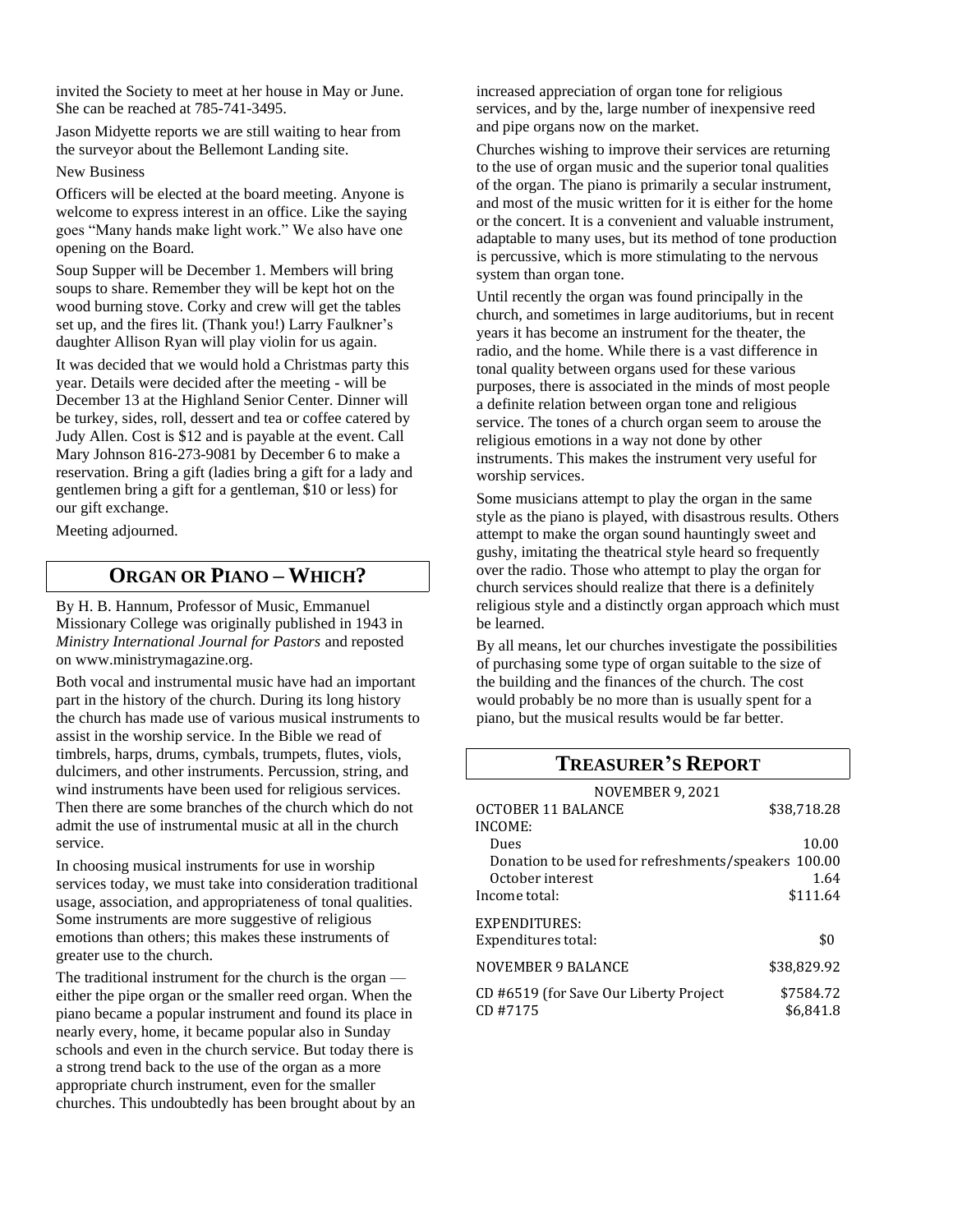invited the Society to meet at her house in May or June. She can be reached at 785-741-3495.

Jason Midyette reports we are still waiting to hear from the surveyor about the Bellemont Landing site.

New Business

Officers will be elected at the board meeting. Anyone is welcome to express interest in an office. Like the saying goes “Many hands make light work.” We also have one opening on the Board.

Soup Supper will be December 1. Members will bring soups to share. Remember they will be kept hot on the wood burning stove. Corky and crew will get the tables set up, and the fires lit. (Thank you!) Larry Faulkner’s daughter Allison Ryan will play violin for us again.

It was decided that we would hold a Christmas party this year. Details were decided after the meeting - will be December 13 at the Highland Senior Center. Dinner will be turkey, sides, roll, dessert and tea or coffee catered by Judy Allen. Cost is $12 and is payable at the event. Call Mary Johnson 816-273-9081 by December 6 to make a reservation. Bring a gift (ladies bring a gift for a lady and gentlemen bring a gift for a gentleman, $10 or less) for our gift exchange.

Meeting adjourned.

## ORGAN OR PIANO – WHICH?

By H. B. Hannum, Professor of Music, Emmanuel Missionary College was originally published in 1943 in *Ministry International Journal for Pastors* and reposted on www.ministrymagazine.org.

Both vocal and instrumental music have had an important part in the history of the church. During its long history the church has made use of various musical instruments to assist in the worship service. In the Bible we read of timbrels, harps, drums, cymbals, trumpets, flutes, viols, dulcimers, and other instruments. Percussion, string, and wind instruments have been used for religious services. Then there are some branches of the church which do not admit the use of instrumental music at all in the church service.

In choosing musical instruments for use in worship services today, we must take into consideration traditional usage, association, and appropriateness of tonal qualities. Some instruments are more suggestive of religious emotions than others; this makes these instruments of greater use to the church.

The traditional instrument for the church is the organ — either the pipe organ or the smaller reed organ. When the piano became a popular instrument and found its place in nearly every, home, it became popular also in Sunday schools and even in the church service. But today there is a strong trend back to the use of the organ as a more appropriate church instrument, even for the smaller churches. This undoubtedly has been brought about by an increased appreciation of organ tone for religious services, and by the, large number of inexpensive reed and pipe organs now on the market.

Churches wishing to improve their services are returning to the use of organ music and the superior tonal qualities of the organ. The piano is primarily a secular instrument, and most of the music written for it is either for the home or the concert. It is a convenient and valuable instrument, adaptable to many uses, but its method of tone production is percussive, which is more stimulating to the nervous system than organ tone.

Until recently the organ was found principally in the church, and sometimes in large auditoriums, but in recent years it has become an instrument for the theater, the radio, and the home. While there is a vast difference in tonal quality between organs used for these various purposes, there is associated in the minds of most people a definite relation between organ tone and religious service. The tones of a church organ seem to arouse the religious emotions in a way not done by other instruments. This makes the instrument very useful for worship services.

Some musicians attempt to play the organ in the same style as the piano is played, with disastrous results. Others attempt to make the organ sound hauntingly sweet and gushy, imitating the theatrical style heard so frequently over the radio. Those who attempt to play the organ for church services should realize that there is a definitely religious style and a distinctly organ approach which must be learned.

By all means, let our churches investigate the possibilities of purchasing some type of organ suitable to the size of the building and the finances of the church. The cost would probably be no more than is usually spent for a piano, but the musical results would be far better.

## TREASURER’S REPORT

NOVEMBER 9, 2021

| | |
|---|---|
| OCTOBER 11 BALANCE | $38,718.28 |
| INCOME: | |
| Dues | 10.00 |
| Donation to be used for refreshments/speakers | 100.00 |
| October interest | 1.64 |
| Income total: | $111.64 |
| EXPENDITURES: | |
| Expenditures total: | $0 |
| NOVEMBER 9 BALANCE | $38,829.92 |
| CD #6519 (for Save Our Liberty Project | $7584.72 |
| CD #7175 | $6,841.8 |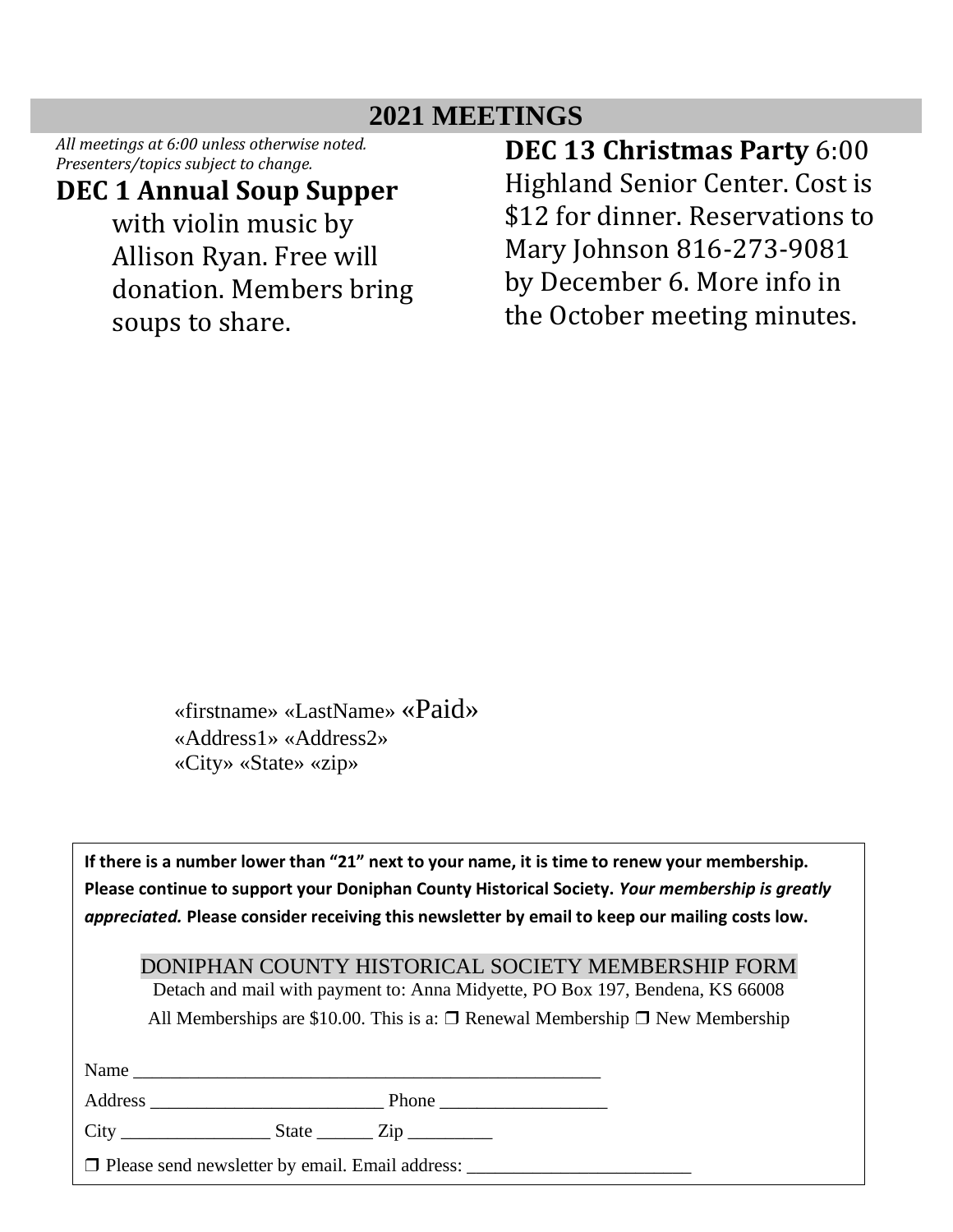## 2021 MEETINGS

*All meetings at 6:00 unless otherwise noted. Presenters/topics subject to change.*

**DEC 1 Annual Soup Supper** with violin music by Allison Ryan. Free will donation. Members bring soups to share.

**DEC 13 Christmas Party** 6:00 Highland Senior Center. Cost is $12 for dinner. Reservations to Mary Johnson 816-273-9081 by December 6. More info in the October meeting minutes.

«firstname» «LastName» «Paid»
«Address1» «Address2»
«City» «State» «zip»

**If there is a number lower than "21" next to your name, it is time to renew your membership. Please continue to support your Doniphan County Historical Society. *Your membership is greatly appreciated.* Please consider receiving this newsletter by email to keep our mailing costs low.**

DONIPHAN COUNTY HISTORICAL SOCIETY MEMBERSHIP FORM

Detach and mail with payment to: Anna Midyette, PO Box 197, Bendena, KS 66008

All Memberships are $10.00. This is a: ❒ Renewal Membership ❒ New Membership

Name ____________________________________________________

Address _________________________ Phone __________________

City ________________ State ______ Zip _________

❒ Please send newsletter by email. Email address: ________________________